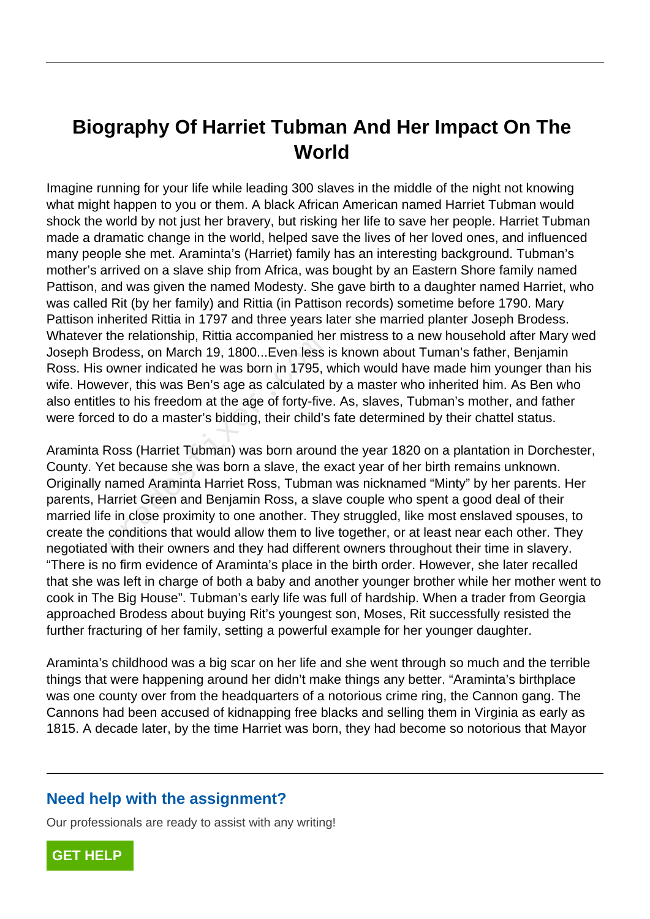# Biography Of Harriet Tubman And Her Impact On The World

Imagine running for your life while leading 300 slaves in the middle of the night not knowing what might happen to you or them. A black African American named Harriet Tubman would shock the world by not just her bravery, but risking her life to save her people. Harriet Tubman made a dramatic change in the world, helped save the lives of her loved ones, and influenced many people she met. Araminta's (Harriet) family has an interesting background. Tubman's mother's arrived on a slave ship from Africa, was bought by an Eastern Shore family named Pattison, and was given the named Modesty. She gave birth to a daughter named Harriet, who was called Rit (by her family) and Rittia (in Pattison records) sometime before 1790. Mary Pattison inherited Rittia in 1797 and three years later she married planter Joseph Brodess. Whatever the relationship, Rittia accompanied her mistress to a new household after Mary wed Joseph Brodess, on March 19, 1800...Even less is known about Tuman's father, Benjamin Ross. His owner indicated he was born in 1795, which would have made him younger than his wife. However, this was Ben's age as calculated by a master who inherited him. As Ben who also entitles to his freedom at the age of forty-five. As, slaves, Tubman's mother, and father were forced to do a master's bidding, their child's fate determined by their chattel status.

Araminta Ross (Harriet Tubman) was born around the year 1820 on a plantation in Dorchester, County. Yet because she was born a slave, the exact year of her birth remains unknown. Originally named Araminta Harriet Ross, Tubman was nicknamed "Minty" by her parents. Her parents, Harriet Green and Benjamin Ross, a slave couple who spent a good deal of their married life in close proximity to one another. They struggled, like most enslaved spouses, to create the conditions that would allow them to live together, or at least near each other. They negotiated with their owners and they had different owners throughout their time in slavery. "There is no firm evidence of Araminta's place in the birth order. However, she later recalled that she was left in charge of both a baby and another younger brother while her mother went to cook in The Big House". Tubman's early life was full of hardship. When a trader from Georgia approached Brodess about buying Rit's youngest son, Moses, Rit successfully resisted the further fracturing of her family, setting a powerful example for her younger daughter.

Araminta's childhood was a big scar on her life and she went through so much and the terrible things that were happening around her didn't make things any better. "Araminta's birthplace was one county over from the headquarters of a notorious crime ring, the Cannon gang. The Cannons had been accused of kidnapping free blacks and selling them in Virginia as early as 1815. A decade later, by the time Harriet was born, they had become so notorious that Mayor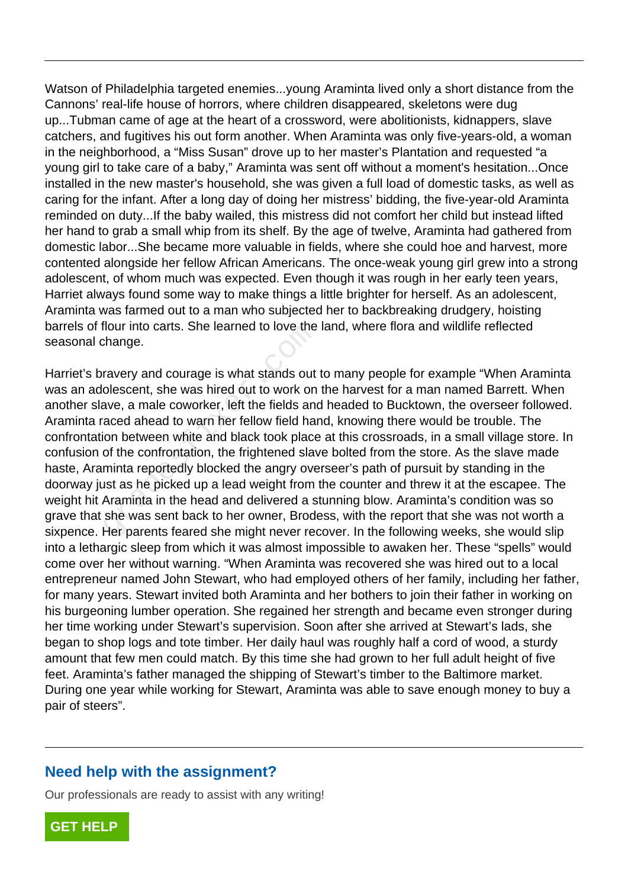Watson of Philadelphia targeted enemies...young Araminta lived only a short distance from the Cannons' real-life house of horrors, where children disappeared, skeletons were dug up...Tubman came of age at the heart of a crossword, were abolitionists, kidnappers, slave catchers, and fugitives his out form another. When Araminta was only five-years-old, a woman in the neighborhood, a "Miss Susan" drove up to her master's Plantation and requested "a young girl to take care of a baby," Araminta was sent off without a moment's hesitation...Once installed in the new master's household, she was given a full load of domestic tasks, as well as caring for the infant. After a long day of doing her mistress' bidding, the five-year-old Araminta reminded on duty...If the baby wailed, this mistress did not comfort her child but instead lifted her hand to grab a small whip from its shelf. By the age of twelve, Araminta had gathered from domestic labor...She became more valuable in fields, where she could hoe and harvest, more contented alongside her fellow African Americans. The once-weak young girl grew into a strong adolescent, of whom much was expected. Even though it was rough in her early teen years, Harriet always found some way to make things a little brighter for herself. As an adolescent, Araminta was farmed out to a man who subjected her to backbreaking drudgery, hoisting barrels of flour into carts. She learned to love the land, where flora and wildlife reflected seasonal change.

Harriet's bravery and courage is what stands out to many people for example "When Araminta was an adolescent, she was hired out to work on the harvest for a man named Barrett. When another slave, a male coworker, left the fields and headed to Bucktown, the overseer followed. Araminta raced ahead to warn her fellow field hand, knowing there would be trouble. The confrontation between white and black took place at this crossroads, in a small village store. In confusion of the confrontation, the frightened slave bolted from the store. As the slave made haste, Araminta reportedly blocked the angry overseer's path of pursuit by standing in the doorway just as he picked up a lead weight from the counter and threw it at the escapee. The weight hit Araminta in the head and delivered a stunning blow. Araminta's condition was so grave that she was sent back to her owner, Brodess, with the report that she was not worth a sixpence. Her parents feared she might never recover. In the following weeks, she would slip into a lethargic sleep from which it was almost impossible to awaken her. These "spells" would come over her without warning. "When Araminta was recovered she was hired out to a local entrepreneur named John Stewart, who had employed others of her family, including her father, for many years. Stewart invited both Araminta and her bothers to join their father in working on his burgeoning lumber operation. She regained her strength and became even stronger during her time working under Stewart's supervision. Soon after she arrived at Stewart's lads, she began to shop logs and tote timber. Her daily haul was roughly half a cord of wood, a sturdy amount that few men could match. By this time she had grown to her full adult height of five feet. Araminta's father managed the shipping of Stewart's timber to the Baltimore market. During one year while working for Stewart, Araminta was able to save enough money to buy a pair of steers".

## Need help with the assignment?

Our professionals are ready to assist with any writing!

GET HELP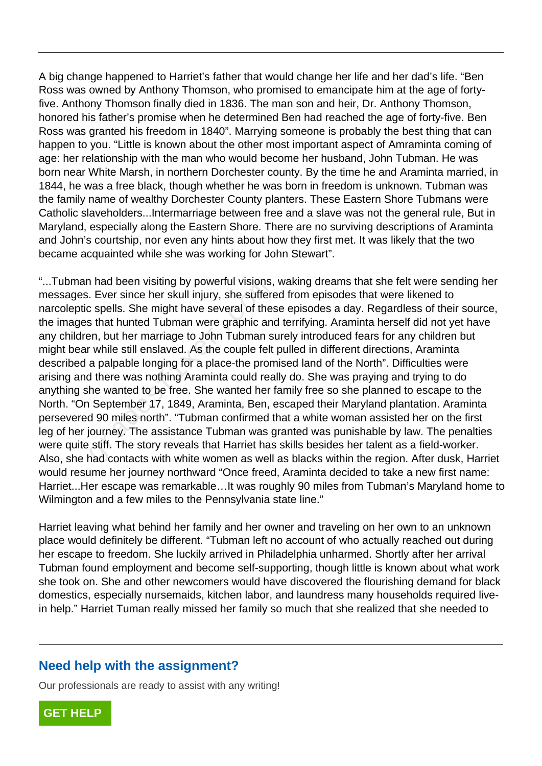A big change happened to Harriet's father that would change her life and her dad's life. "Ben Ross was owned by Anthony Thomson, who promised to emancipate him at the age of forty-five. Anthony Thomson finally died in 1836. The man son and heir, Dr. Anthony Thomson, honored his father's promise when he determined Ben had reached the age of forty-five. Ben Ross was granted his freedom in 1840". Marrying someone is probably the best thing that can happen to you. "Little is known about the other most important aspect of Amraminta coming of age: her relationship with the man who would become her husband, John Tubman. He was born near White Marsh, in northern Dorchester county. By the time he and Araminta married, in 1844, he was a free black, though whether he was born in freedom is unknown. Tubman was the family name of wealthy Dorchester County planters. These Eastern Shore Tubmans were Catholic slaveholders...Intermarriage between free and a slave was not the general rule, But in Maryland, especially along the Eastern Shore. There are no surviving descriptions of Araminta and John's courtship, nor even any hints about how they first met. It was likely that the two became acquainted while she was working for John Stewart".

"...Tubman had been visiting by powerful visions, waking dreams that she felt were sending her messages. Ever since her skull injury, she suffered from episodes that were likened to narcoleptic spells. She might have several of these episodes a day. Regardless of their source, the images that hunted Tubman were graphic and terrifying. Araminta herself did not yet have any children, but her marriage to John Tubman surely introduced fears for any children but might bear while still enslaved. As the couple felt pulled in different directions, Araminta described a palpable longing for a place-the promised land of the North". Difficulties were arising and there was nothing Araminta could really do. She was praying and trying to do anything she wanted to be free. She wanted her family free so she planned to escape to the North. "On September 17, 1849, Araminta, Ben, escaped their Maryland plantation. Araminta persevered 90 miles north". "Tubman confirmed that a white woman assisted her on the first leg of her journey. The assistance Tubman was granted was punishable by law. The penalties were quite stiff. The story reveals that Harriet has skills besides her talent as a field-worker. Also, she had contacts with white women as well as blacks within the region. After dusk, Harriet would resume her journey northward "Once freed, Araminta decided to take a new first name: Harriet...Her escape was remarkable…It was roughly 90 miles from Tubman's Maryland home to Wilmington and a few miles to the Pennsylvania state line."

Harriet leaving what behind her family and her owner and traveling on her own to an unknown place would definitely be different. "Tubman left no account of who actually reached out during her escape to freedom. She luckily arrived in Philadelphia unharmed. Shortly after her arrival Tubman found employment and become self-supporting, though little is known about what work she took on. She and other newcomers would have discovered the flourishing demand for black domestics, especially nursemaids, kitchen labor, and laundress many households required live-in help." Harriet Tuman really missed her family so much that she realized that she needed to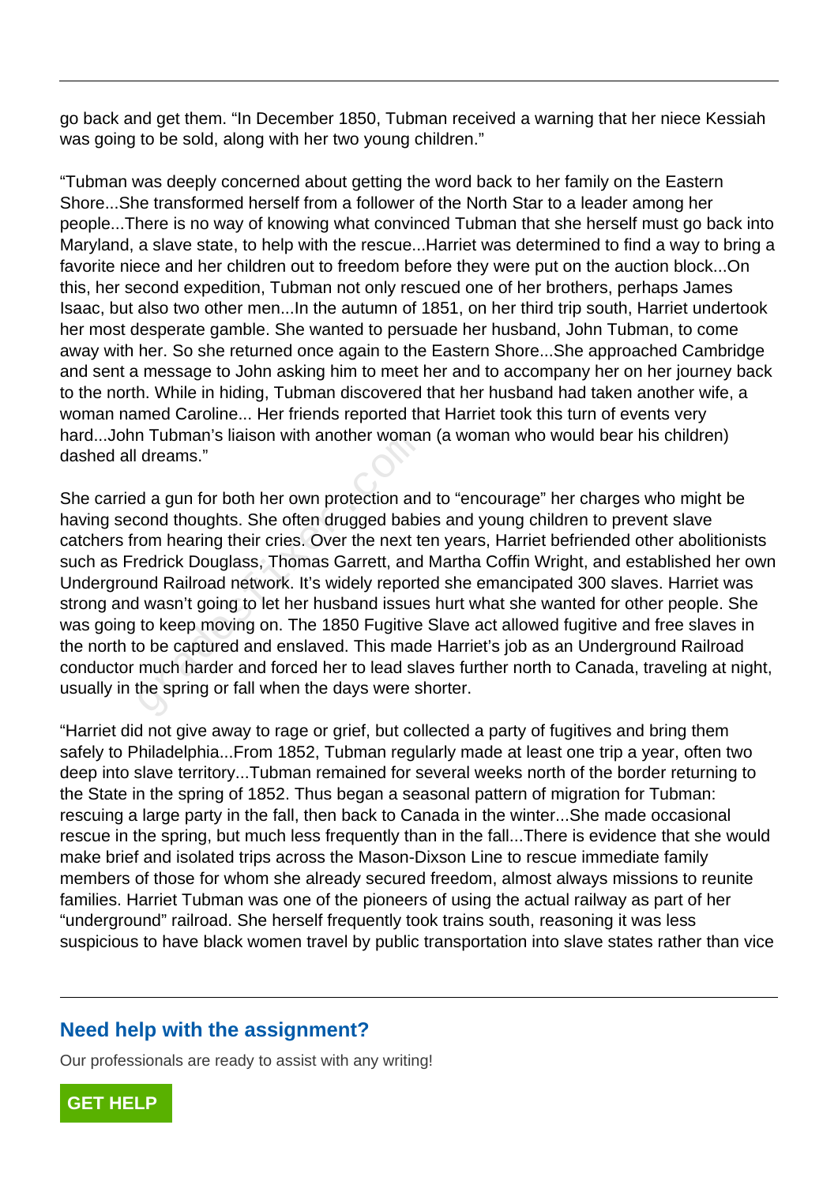go back and get them. “In December 1850, Tubman received a warning that her niece Kessiah was going to be sold, along with her two young children.”

“Tubman was deeply concerned about getting the word back to her family on the Eastern Shore...She transformed herself from a follower of the North Star to a leader among her people...There is no way of knowing what convinced Tubman that she herself must go back into Maryland, a slave state, to help with the rescue...Harriet was determined to find a way to bring a favorite niece and her children out to freedom before they were put on the auction block...On this, her second expedition, Tubman not only rescued one of her brothers, perhaps James Isaac, but also two other men...In the autumn of 1851, on her third trip south, Harriet undertook her most desperate gamble. She wanted to persuade her husband, John Tubman, to come away with her. So she returned once again to the Eastern Shore...She approached Cambridge and sent a message to John asking him to meet her and to accompany her on her journey back to the north. While in hiding, Tubman discovered that her husband had taken another wife, a woman named Caroline... Her friends reported that Harriet took this turn of events very hard...John Tubman’s liaison with another woman (a woman who would bear his children) dashed all dreams.”

She carried a gun for both her own protection and to “encourage” her charges who might be having second thoughts. She often drugged babies and young children to prevent slave catchers from hearing their cries. Over the next ten years, Harriet befriended other abolitionists such as Fredrick Douglass, Thomas Garrett, and Martha Coffin Wright, and established her own Underground Railroad network. It’s widely reported she emancipated 300 slaves. Harriet was strong and wasn’t going to let her husband issues hurt what she wanted for other people. She was going to keep moving on. The 1850 Fugitive Slave act allowed fugitive and free slaves in the north to be captured and enslaved. This made Harriet’s job as an Underground Railroad conductor much harder and forced her to lead slaves further north to Canada, traveling at night, usually in the spring or fall when the days were shorter.

“Harriet did not give away to rage or grief, but collected a party of fugitives and bring them safely to Philadelphia...From 1852, Tubman regularly made at least one trip a year, often two deep into slave territory...Tubman remained for several weeks north of the border returning to the State in the spring of 1852. Thus began a seasonal pattern of migration for Tubman: rescuing a large party in the fall, then back to Canada in the winter...She made occasional rescue in the spring, but much less frequently than in the fall...There is evidence that she would make brief and isolated trips across the Mason-Dixon Line to rescue immediate family members of those for whom she already secured freedom, almost always missions to reunite families. Harriet Tubman was one of the pioneers of using the actual railway as part of her “underground” railroad. She herself frequently took trains south, reasoning it was less suspicious to have black women travel by public transportation into slave states rather than vice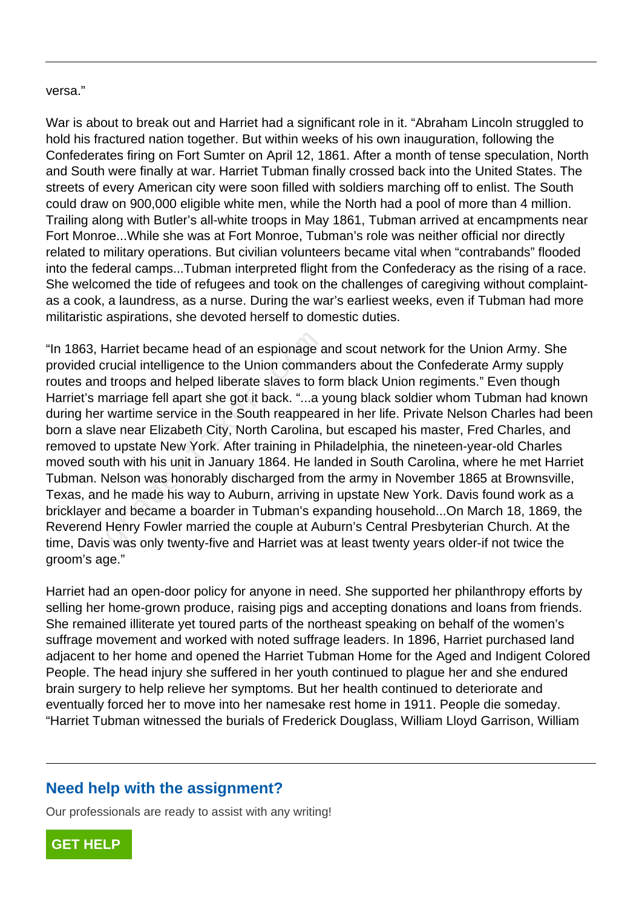versa."

War is about to break out and Harriet had a significant role in it. "Abraham Lincoln struggled to hold his fractured nation together. But within weeks of his own inauguration, following the Confederates firing on Fort Sumter on April 12, 1861. After a month of tense speculation, North and South were finally at war. Harriet Tubman finally crossed back into the United States. The streets of every American city were soon filled with soldiers marching off to enlist. The South could draw on 900,000 eligible white men, while the North had a pool of more than 4 million. Trailing along with Butler's all-white troops in May 1861, Tubman arrived at encampments near Fort Monroe...While she was at Fort Monroe, Tubman's role was neither official nor directly related to military operations. But civilian volunteers became vital when "contrabands" flooded into the federal camps...Tubman interpreted flight from the Confederacy as the rising of a race. She welcomed the tide of refugees and took on the challenges of caregiving without complaint-as a cook, a laundress, as a nurse. During the war's earliest weeks, even if Tubman had more militaristic aspirations, she devoted herself to domestic duties.

"In 1863, Harriet became head of an espionage and scout network for the Union Army. She provided crucial intelligence to the Union commanders about the Confederate Army supply routes and troops and helped liberate slaves to form black Union regiments." Even though Harriet's marriage fell apart she got it back. "...a young black soldier whom Tubman had known during her wartime service in the South reappeared in her life. Private Nelson Charles had been born a slave near Elizabeth City, North Carolina, but escaped his master, Fred Charles, and removed to upstate New York. After training in Philadelphia, the nineteen-year-old Charles moved south with his unit in January 1864. He landed in South Carolina, where he met Harriet Tubman. Nelson was honorably discharged from the army in November 1865 at Brownsville, Texas, and he made his way to Auburn, arriving in upstate New York. Davis found work as a bricklayer and became a boarder in Tubman's expanding household...On March 18, 1869, the Reverend Henry Fowler married the couple at Auburn's Central Presbyterian Church. At the time, Davis was only twenty-five and Harriet was at least twenty years older-if not twice the groom's age."

Harriet had an open-door policy for anyone in need. She supported her philanthropy efforts by selling her home-grown produce, raising pigs and accepting donations and loans from friends. She remained illiterate yet toured parts of the northeast speaking on behalf of the women's suffrage movement and worked with noted suffrage leaders. In 1896, Harriet purchased land adjacent to her home and opened the Harriet Tubman Home for the Aged and Indigent Colored People. The head injury she suffered in her youth continued to plague her and she endured brain surgery to help relieve her symptoms. But her health continued to deteriorate and eventually forced her to move into her namesake rest home in 1911. People die someday. "Harriet Tubman witnessed the burials of Frederick Douglass, William Lloyd Garrison, William

## Need help with the assignment?

Our professionals are ready to assist with any writing!

GET HELP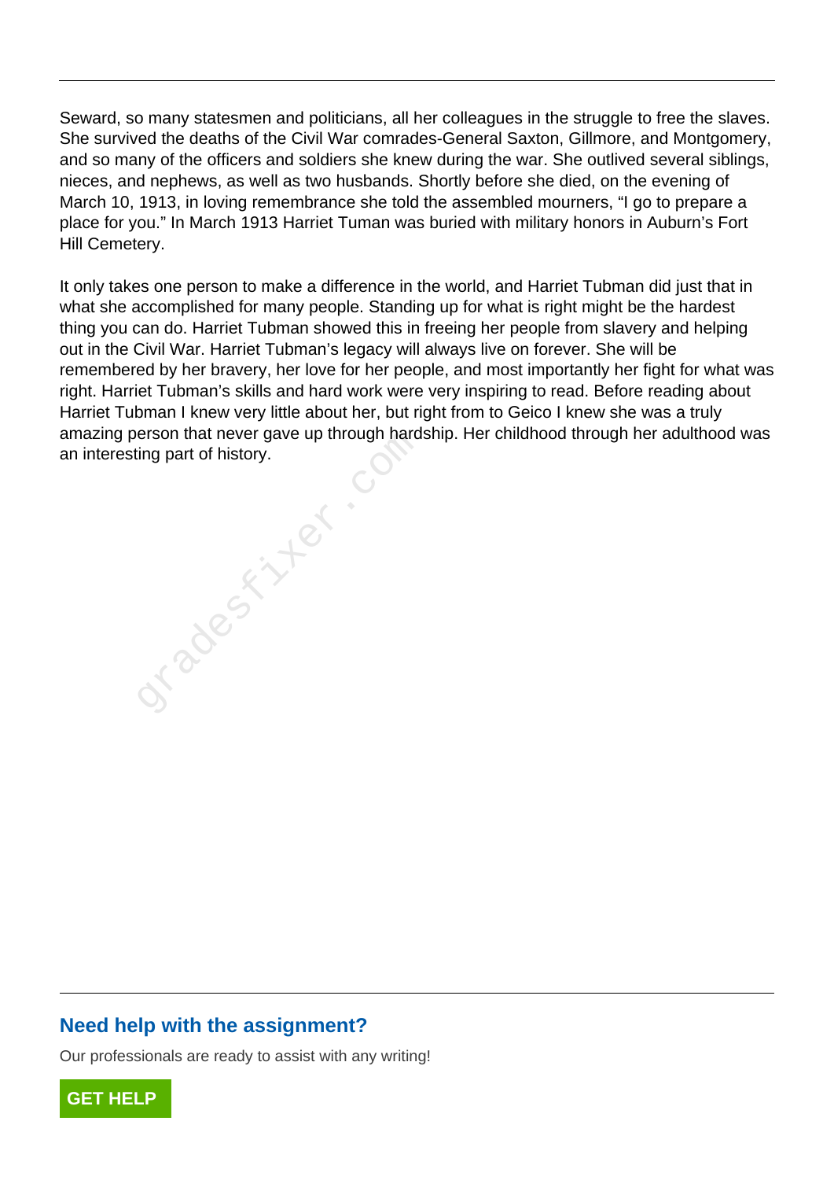Seward, so many statesmen and politicians, all her colleagues in the struggle to free the slaves. She survived the deaths of the Civil War comrades-General Saxton, Gillmore, and Montgomery, and so many of the officers and soldiers she knew during the war. She outlived several siblings, nieces, and nephews, as well as two husbands. Shortly before she died, on the evening of March 10, 1913, in loving remembrance she told the assembled mourners, "I go to prepare a place for you." In March 1913 Harriet Tuman was buried with military honors in Auburn's Fort Hill Cemetery.

It only takes one person to make a difference in the world, and Harriet Tubman did just that in what she accomplished for many people. Standing up for what is right might be the hardest thing you can do. Harriet Tubman showed this in freeing her people from slavery and helping out in the Civil War. Harriet Tubman's legacy will always live on forever. She will be remembered by her bravery, her love for her people, and most importantly her fight for what was right. Harriet Tubman's skills and hard work were very inspiring to read. Before reading about Harriet Tubman I knew very little about her, but right from to Geico I knew she was a truly amazing person that never gave up through hardship. Her childhood through her adulthood was an interesting part of history.